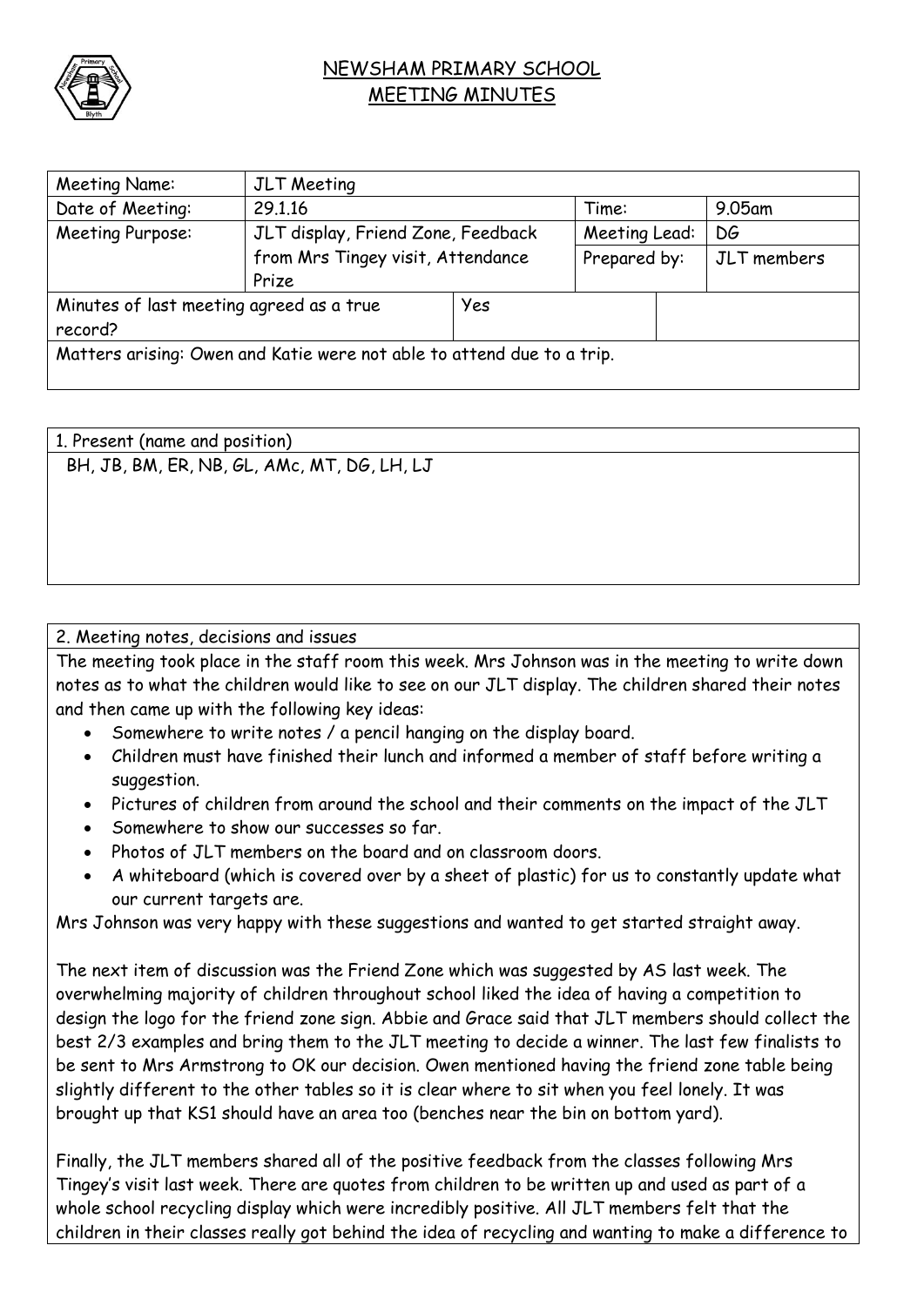# NEWSHAM PRIMARY SCHOOL
## MEETING MINUTES

| | | | | |
|---|---|---|---|---|
| Meeting Name: | JLT Meeting | | | |
| Date of Meeting: | 29.1.16 | | Time: | 9.05am |
| Meeting Purpose: | JLT display, Friend Zone, Feedback from Mrs Tingey visit, Attendance Prize | | Meeting Lead: | DG |
| | | | Prepared by: | JLT members |
| Minutes of last meeting agreed as a true record? | | Yes | | |
| Matters arising: Owen and Katie were not able to attend due to a trip. | | | | |

| 1. Present (name and position) |
|---|
| BH, JB, BM, ER, NB, GL, AMc, MT, DG, LH, LJ |

**2. Meeting notes, decisions and issues**

The meeting took place in the staff room this week. Mrs Johnson was in the meeting to write down notes as to what the children would like to see on our JLT display. The children shared their notes and then came up with the following key ideas:

- Somewhere to write notes / a pencil hanging on the display board.
- Children must have finished their lunch and informed a member of staff before writing a suggestion.
- Pictures of children from around the school and their comments on the impact of the JLT
- Somewhere to show our successes so far.
- Photos of JLT members on the board and on classroom doors.
- A whiteboard (which is covered over by a sheet of plastic) for us to constantly update what our current targets are.

Mrs Johnson was very happy with these suggestions and wanted to get started straight away.

The next item of discussion was the Friend Zone which was suggested by AS last week. The overwhelming majority of children throughout school liked the idea of having a competition to design the logo for the friend zone sign. Abbie and Grace said that JLT members should collect the best 2/3 examples and bring them to the JLT meeting to decide a winner. The last few finalists to be sent to Mrs Armstrong to OK our decision. Owen mentioned having the friend zone table being slightly different to the other tables so it is clear where to sit when you feel lonely. It was brought up that KS1 should have an area too (benches near the bin on bottom yard).

Finally, the JLT members shared all of the positive feedback from the classes following Mrs Tingey's visit last week. There are quotes from children to be written up and used as part of a whole school recycling display which were incredibly positive. All JLT members felt that the children in their classes really got behind the idea of recycling and wanting to make a difference to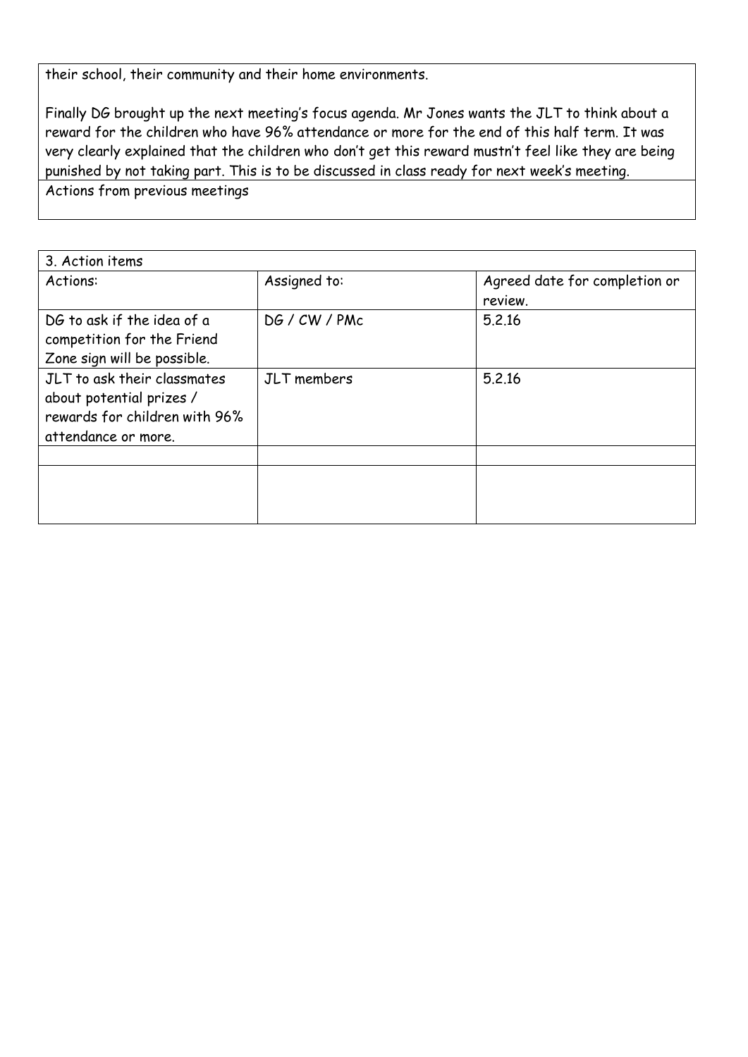their school, their community and their home environments.

Finally DG brought up the next meeting's focus agenda. Mr Jones wants the JLT to think about a reward for the children who have 96% attendance or more for the end of this half term. It was very clearly explained that the children who don't get this reward mustn't feel like they are being punished by not taking part. This is to be discussed in class ready for next week's meeting.

Actions from previous meetings

| 3. Action items | | |
|---|---|---|
| Actions: | Assigned to: | Agreed date for completion or review. |
| DG to ask if the idea of a competition for the Friend Zone sign will be possible. | DG / CW / PMc | 5.2.16 |
| JLT to ask their classmates about potential prizes / rewards for children with 96% attendance or more. | JLT members | 5.2.16 |
| | | |
| | | |